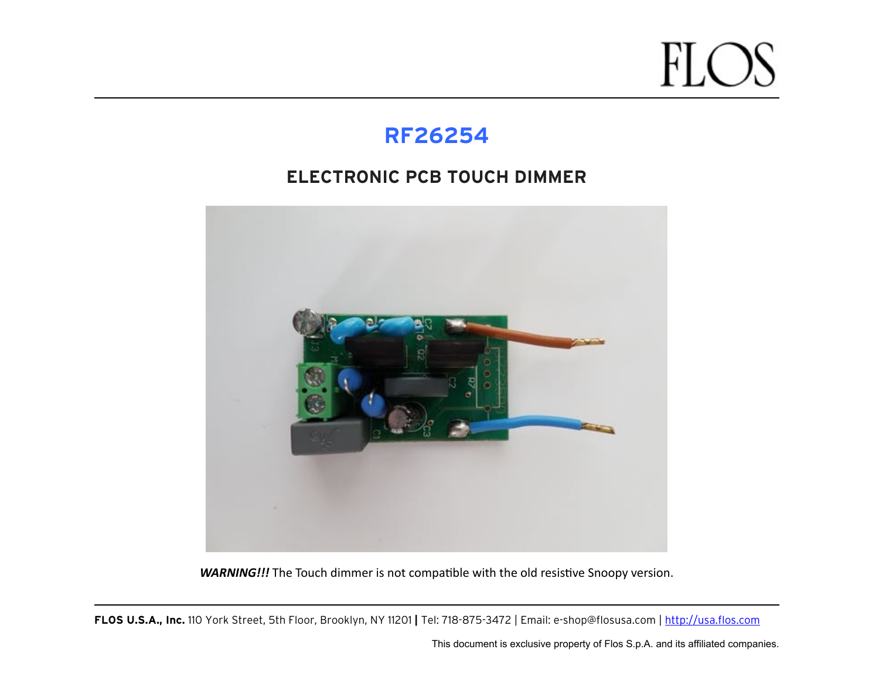# RF26254

## ELECTRONIC PCB TOUCH DIMMER

***WARNING!!!*** The Touch dimmer is not compatible with the old resistive Snoopy version.

**FLOS U.S.A., Inc.** 110 York Street, 5th Floor, Brooklyn, NY 11201 | Tel: 718-875-3472 | Email: e-shop@flosusa.com | http://usa.flos.com

This document is exclusive property of Flos S.p.A. and its affiliated companies.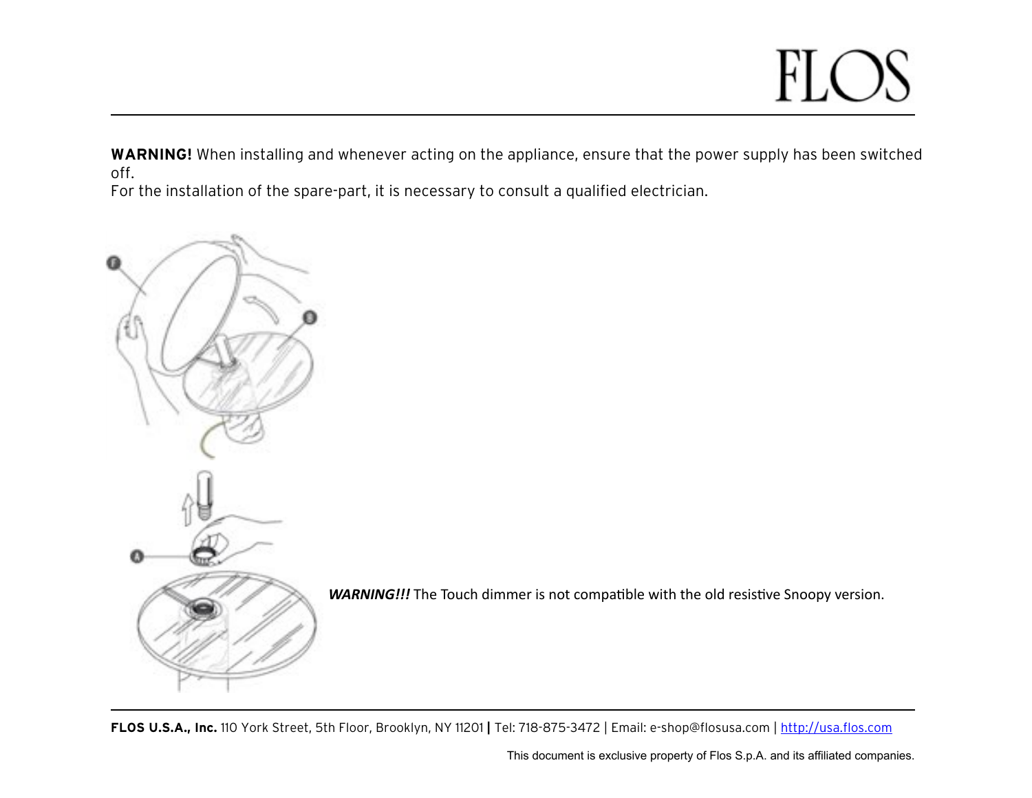**WARNING!** When installing and whenever acting on the appliance, ensure that the power supply has been switched off.
For the installation of the spare-part, it is necessary to consult a qualified electrician.

***WARNING!!!*** The Touch dimmer is not compatible with the old resistive Snoopy version.

**FLOS U.S.A., Inc.** 110 York Street, 5th Floor, Brooklyn, NY 11201 | Tel: 718-875-3472 | Email: e-shop@flosusa.com | http://usa.flos.com

This document is exclusive property of Flos S.p.A. and its affiliated companies.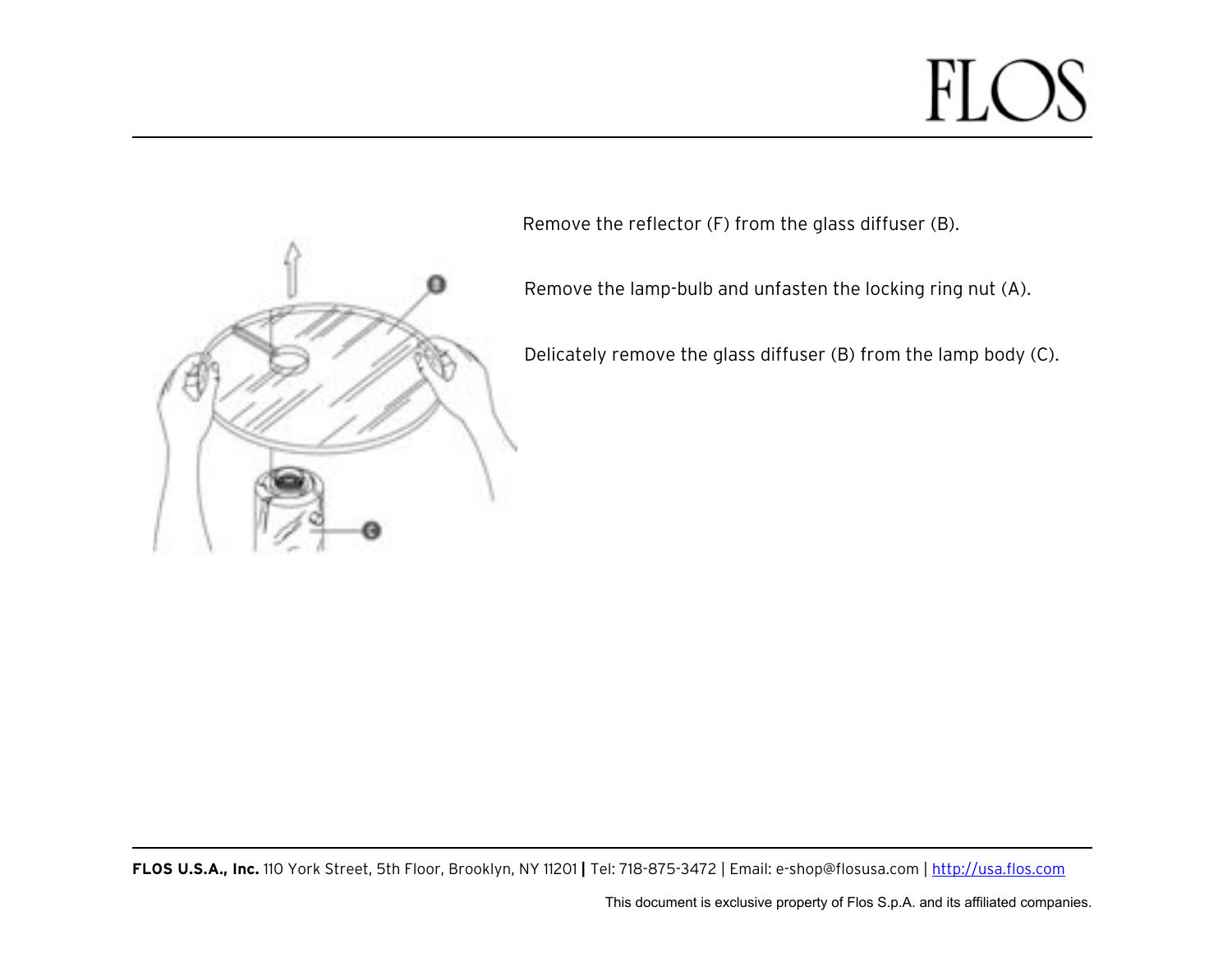Remove the reflector (F) from the glass diffuser (B).

Remove the lamp-bulb and unfasten the locking ring nut (A).

Delicately remove the glass diffuser (B) from the lamp body (C).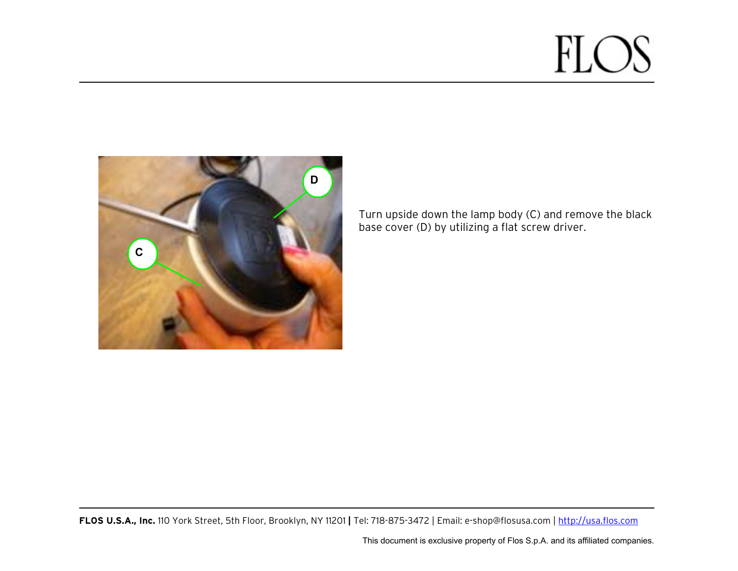Turn upside down the lamp body (C) and remove the black base cover (D) by utilizing a flat screw driver.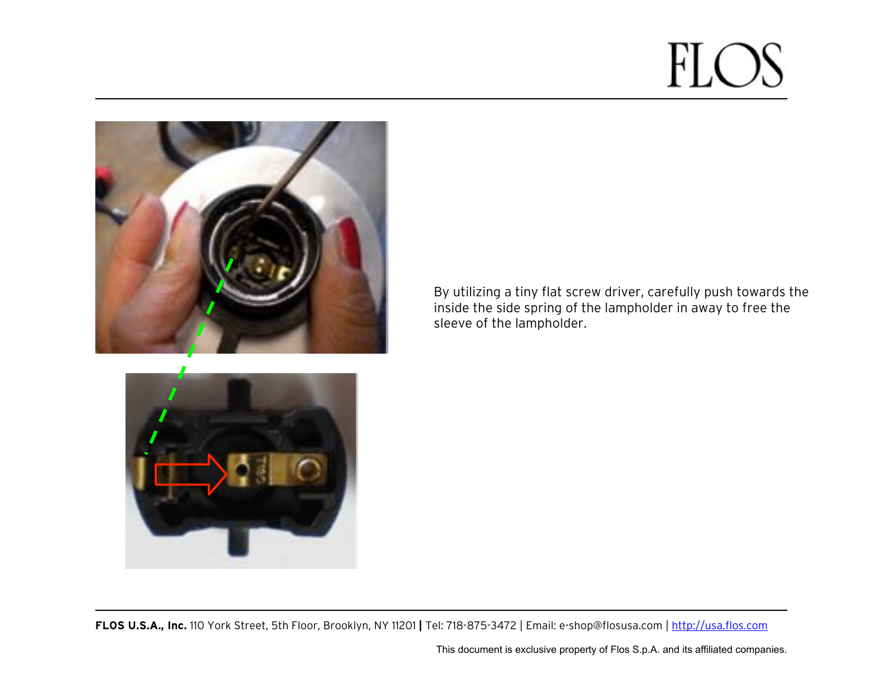By utilizing a tiny flat screw driver, carefully push towards the inside the side spring of the lampholder in away to free the sleeve of the lampholder.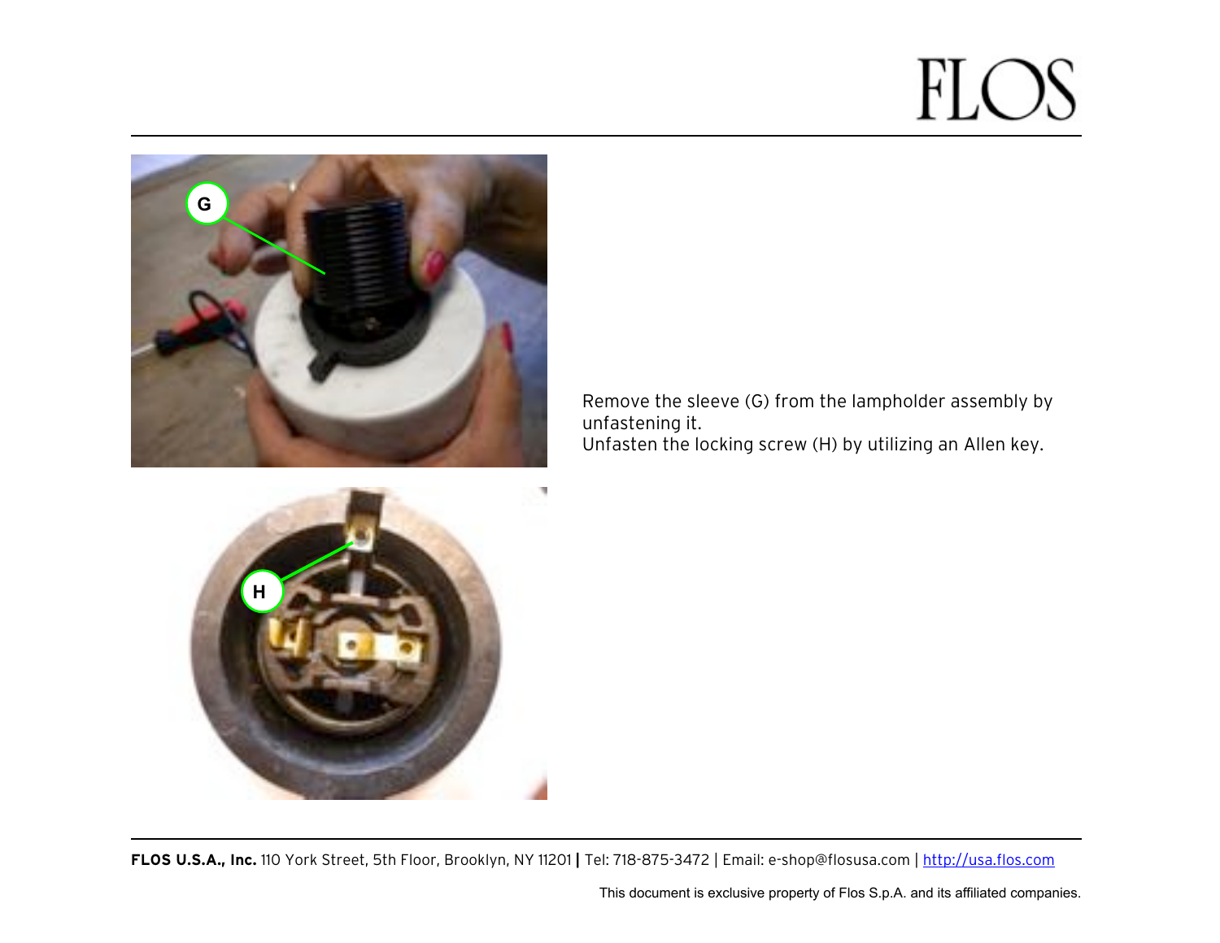Remove the sleeve (G) from the lampholder assembly by unfastening it.
Unfasten the locking screw (H) by utilizing an Allen key.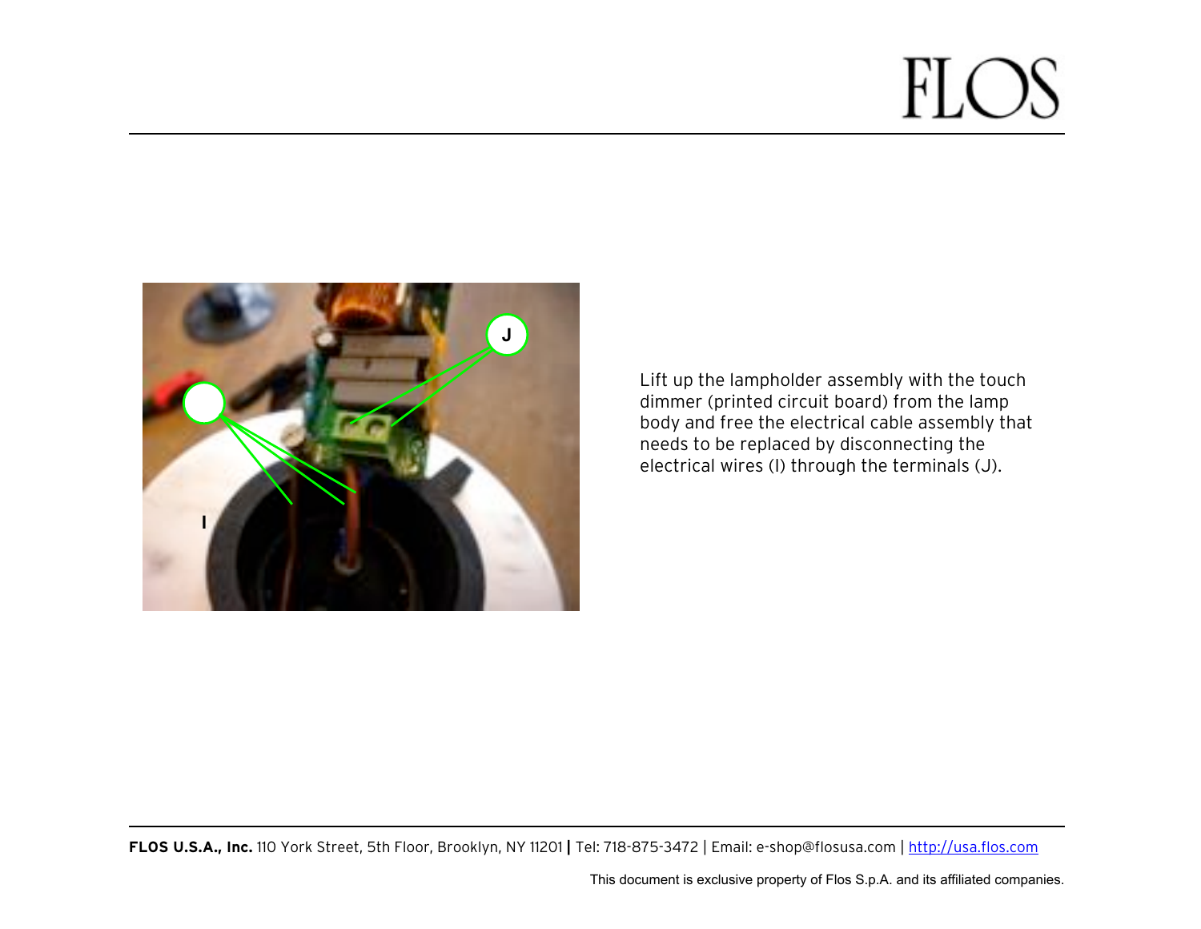Lift up the lampholder assembly with the touch dimmer (printed circuit board) from the lamp body and free the electrical cable assembly that needs to be replaced by disconnecting the electrical wires (I) through the terminals (J).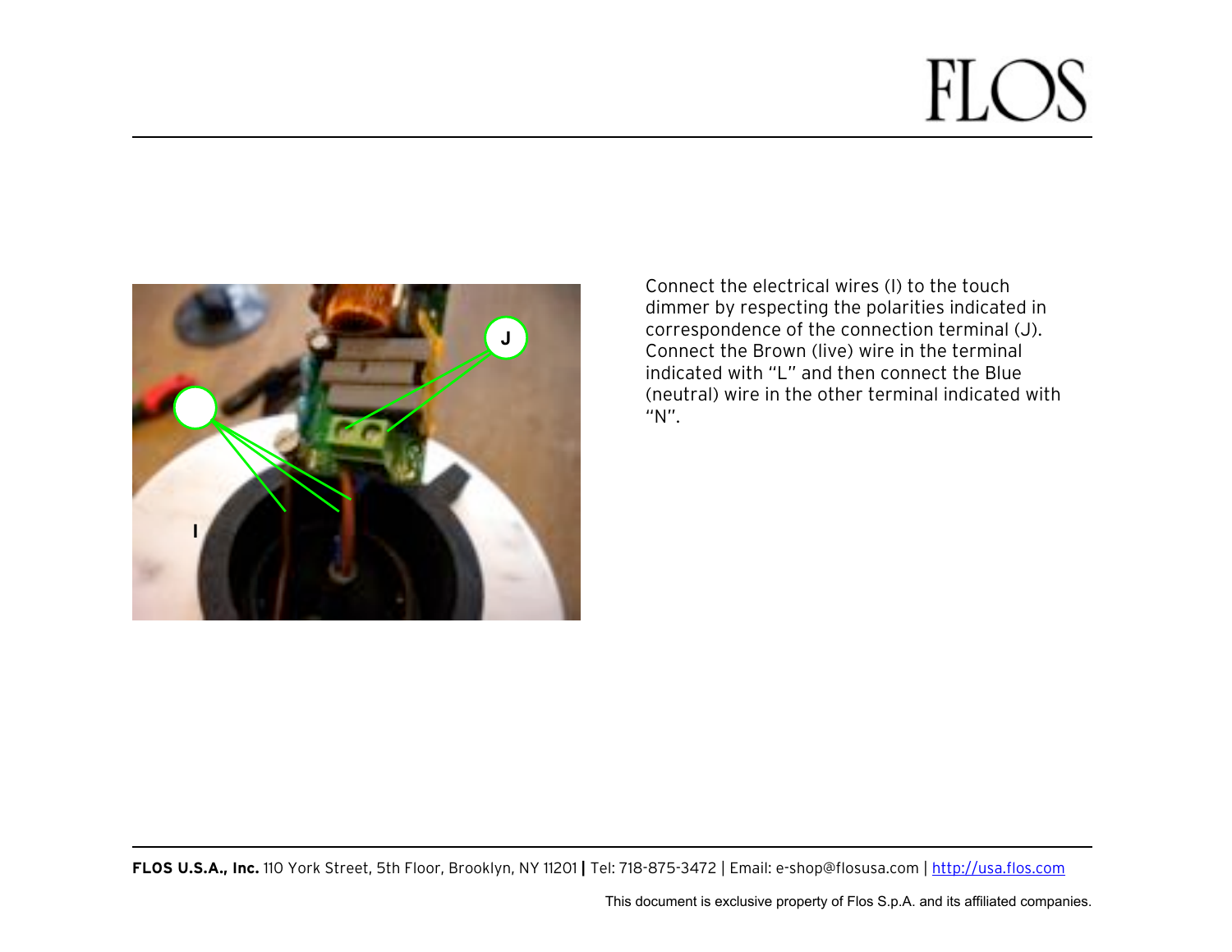Connect the electrical wires (I) to the touch dimmer by respecting the polarities indicated in correspondence of the connection terminal (J). Connect the Brown (live) wire in the terminal indicated with "L" and then connect the Blue (neutral) wire in the other terminal indicated with "N".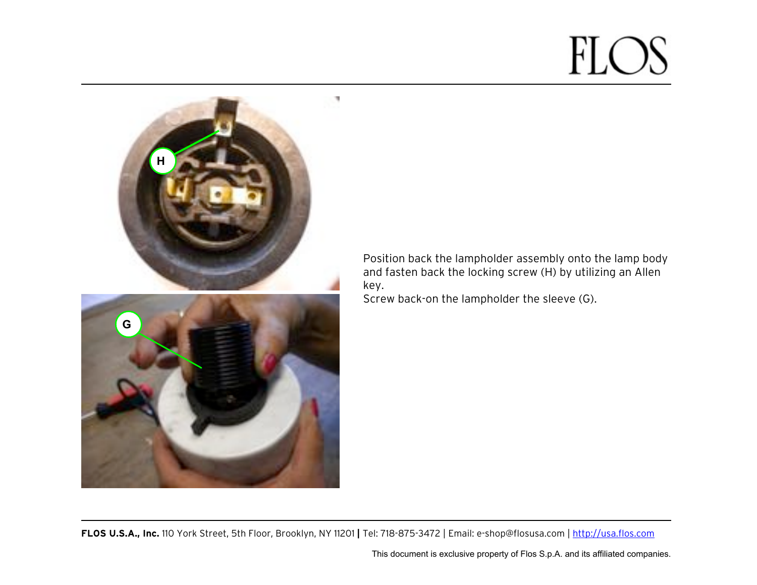Position back the lampholder assembly onto the lamp body and fasten back the locking screw (H) by utilizing an Allen key.
Screw back-on the lampholder the sleeve (G).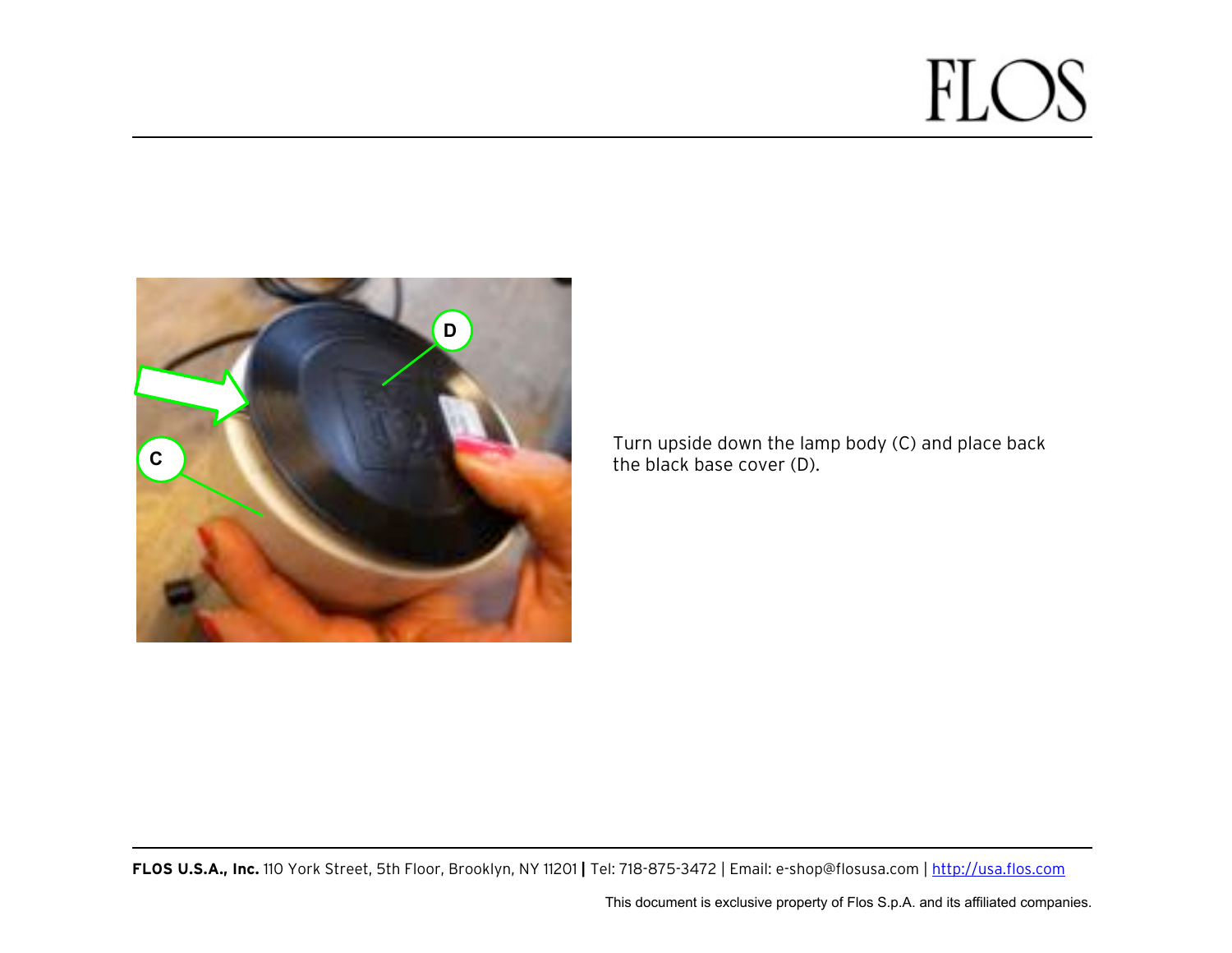Turn upside down the lamp body (C) and place back the black base cover (D).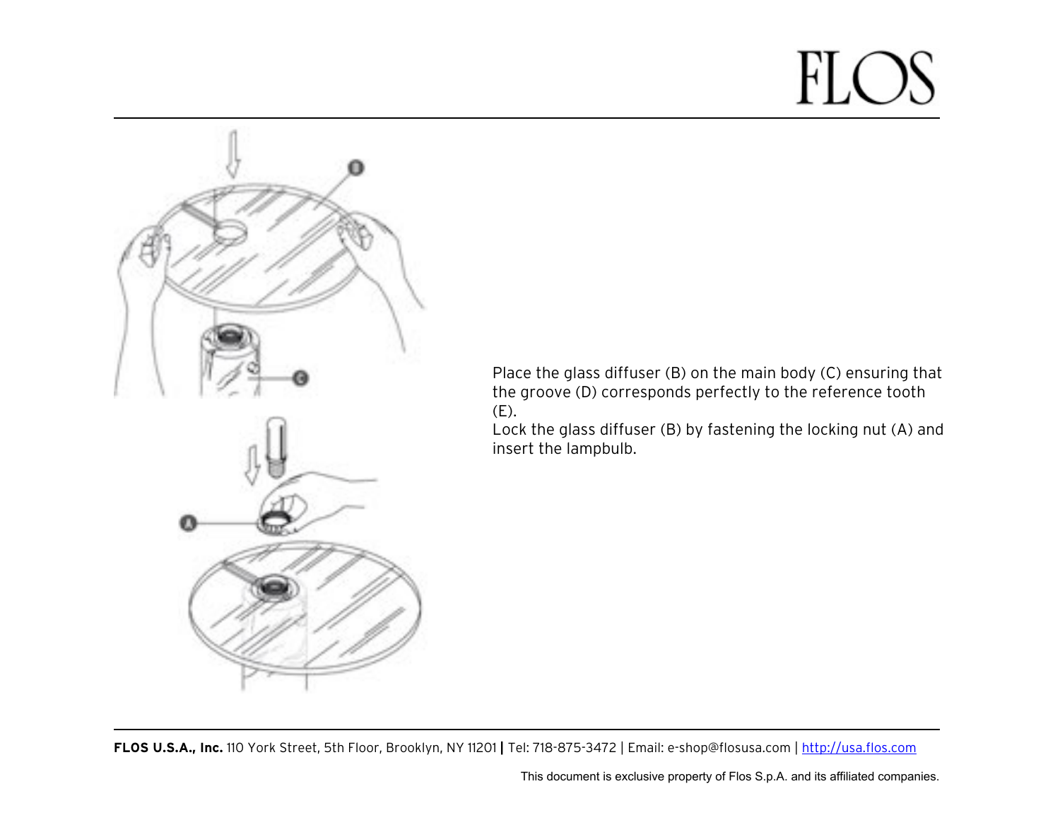Place the glass diffuser (B) on the main body (C) ensuring that the groove (D) corresponds perfectly to the reference tooth (E).
Lock the glass diffuser (B) by fastening the locking nut (A) and insert the lampbulb.

**FLOS U.S.A., Inc.** 110 York Street, 5th Floor, Brooklyn, NY 11201 | Tel: 718-875-3472 | Email: e-shop@flosusa.com | http://usa.flos.com

This document is exclusive property of Flos S.p.A. and its affiliated companies.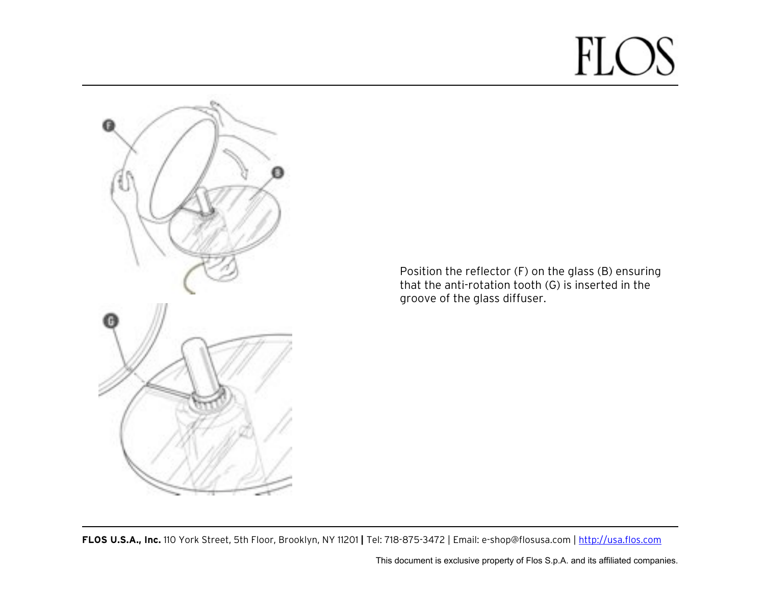Position the reflector (F) on the glass (B) ensuring that the anti-rotation tooth (G) is inserted in the groove of the glass diffuser.